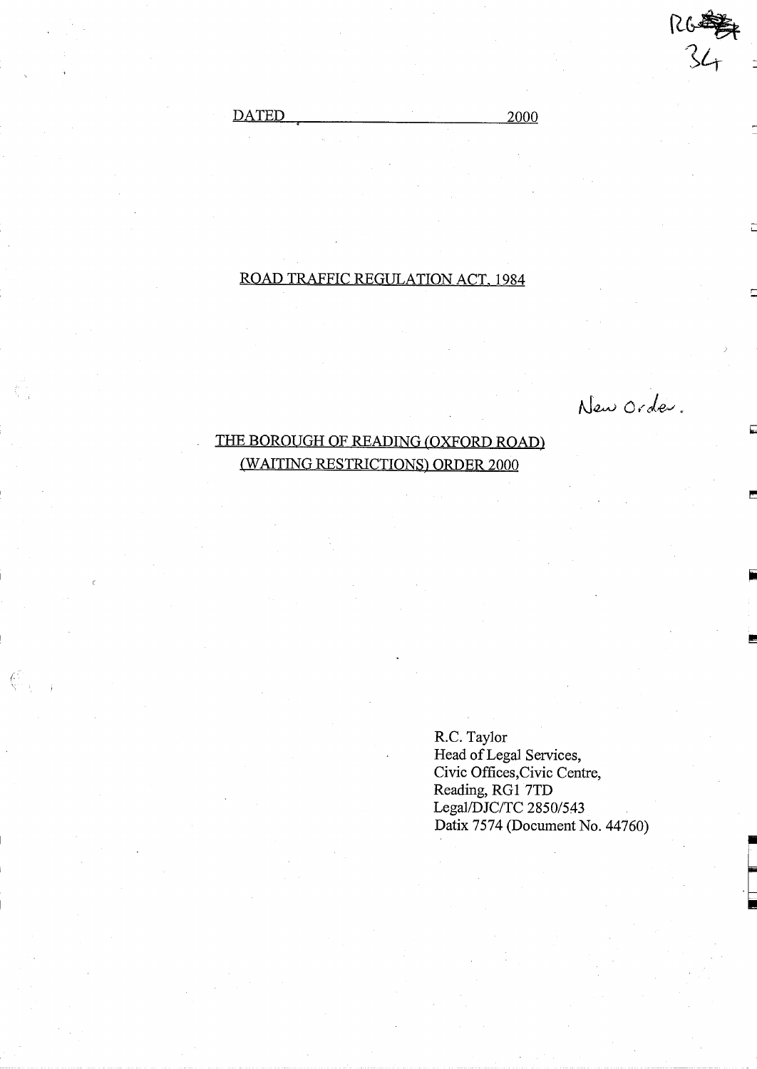RG 34

DATED ______________________ 2000

ROAD TRAFFIC REGULATION ACT, 1984

New Order.

THE BOROUGH OF READING (OXFORD ROAD) (WAITING RESTRICTIONS) ORDER 2000

R.C. Taylor
Head of Legal Services,
Civic Offices,Civic Centre,
Reading, RG1 7TD
Legal/DJC/TC 2850/543
Datix 7574 (Document No. 44760)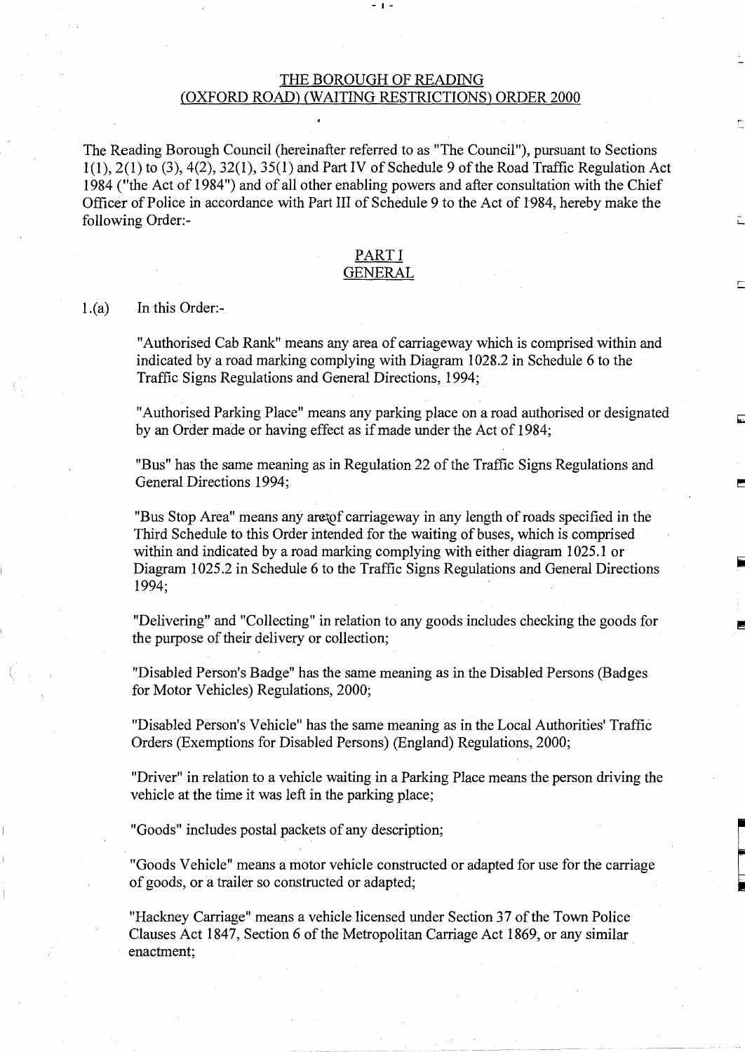## THE BOROUGH OF READING (OXFORD ROAD) (WAITING RESTRICTIONS) ORDER 2000

The Reading Borough Council (hereinafter referred to as "The Council"), pursuant to Sections 1(1), 2(1) to (3), 4(2), 32(1), 35(1) and Part IV of Schedule 9 of the Road Traffic Regulation Act 1984 ("the Act of 1984") and of all other enabling powers and after consultation with the Chief Officer of Police in accordance with Part III of Schedule 9 to the Act of 1984, hereby make the following Order:-

### PART I
### GENERAL

1.(a) In this Order:-

"Authorised Cab Rank" means any area of carriageway which is comprised within and indicated by a road marking complying with Diagram 1028.2 in Schedule 6 to the Traffic Signs Regulations and General Directions, 1994;

"Authorised Parking Place" means any parking place on a road authorised or designated by an Order made or having effect as if made under the Act of 1984;

"Bus" has the same meaning as in Regulation 22 of the Traffic Signs Regulations and General Directions 1994;

"Bus Stop Area" means any area of carriageway in any length of roads specified in the Third Schedule to this Order intended for the waiting of buses, which is comprised within and indicated by a road marking complying with either diagram 1025.1 or Diagram 1025.2 in Schedule 6 to the Traffic Signs Regulations and General Directions 1994;

"Delivering" and "Collecting" in relation to any goods includes checking the goods for the purpose of their delivery or collection;

"Disabled Person's Badge" has the same meaning as in the Disabled Persons (Badges for Motor Vehicles) Regulations, 2000;

"Disabled Person's Vehicle" has the same meaning as in the Local Authorities' Traffic Orders (Exemptions for Disabled Persons) (England) Regulations, 2000;

"Driver" in relation to a vehicle waiting in a Parking Place means the person driving the vehicle at the time it was left in the parking place;

"Goods" includes postal packets of any description;

"Goods Vehicle" means a motor vehicle constructed or adapted for use for the carriage of goods, or a trailer so constructed or adapted;

"Hackney Carriage" means a vehicle licensed under Section 37 of the Town Police Clauses Act 1847, Section 6 of the Metropolitan Carriage Act 1869, or any similar enactment;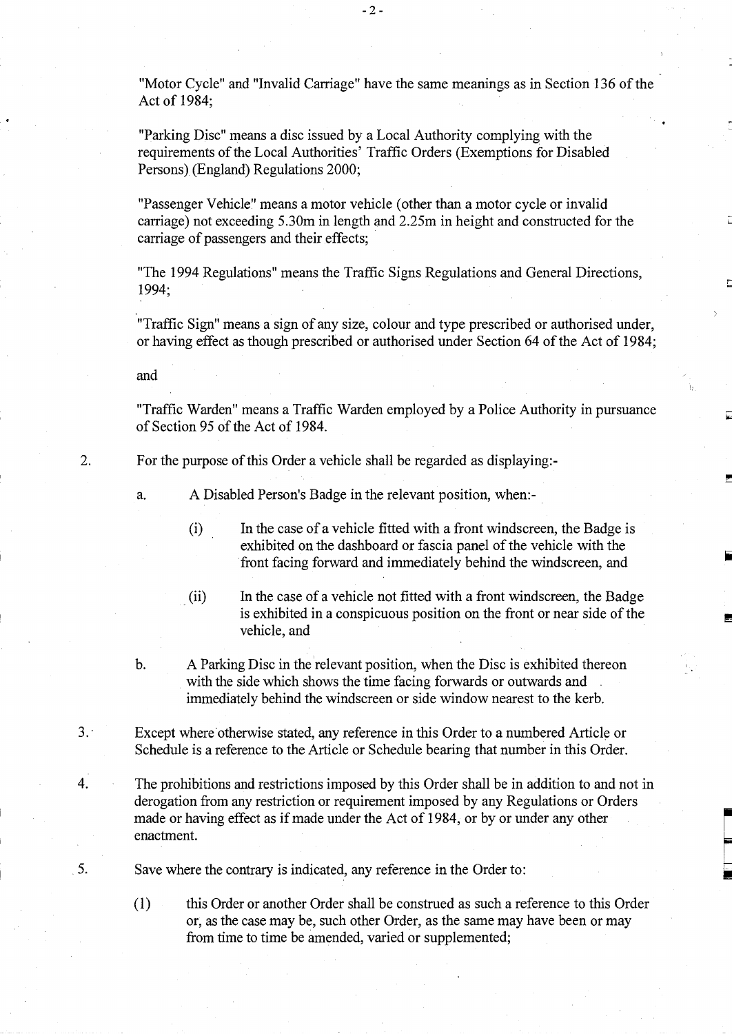"Motor Cycle" and "Invalid Carriage" have the same meanings as in Section 136 of the Act of 1984;

"Parking Disc" means a disc issued by a Local Authority complying with the requirements of the Local Authorities' Traffic Orders (Exemptions for Disabled Persons) (England) Regulations 2000;

"Passenger Vehicle" means a motor vehicle (other than a motor cycle or invalid carriage) not exceeding 5.30m in length and 2.25m in height and constructed for the carriage of passengers and their effects;

"The 1994 Regulations" means the Traffic Signs Regulations and General Directions, 1994;

"Traffic Sign" means a sign of any size, colour and type prescribed or authorised under, or having effect as though prescribed or authorised under Section 64 of the Act of 1984;

and

"Traffic Warden" means a Traffic Warden employed by a Police Authority in pursuance of Section 95 of the Act of 1984.

2. For the purpose of this Order a vehicle shall be regarded as displaying:-

   a. A Disabled Person's Badge in the relevant position, when:-

      (i) In the case of a vehicle fitted with a front windscreen, the Badge is exhibited on the dashboard or fascia panel of the vehicle with the front facing forward and immediately behind the windscreen, and

      (ii) In the case of a vehicle not fitted with a front windscreen, the Badge is exhibited in a conspicuous position on the front or near side of the vehicle, and

   b. A Parking Disc in the relevant position, when the Disc is exhibited thereon with the side which shows the time facing forwards or outwards and immediately behind the windscreen or side window nearest to the kerb.

3. Except where otherwise stated, any reference in this Order to a numbered Article or Schedule is a reference to the Article or Schedule bearing that number in this Order.

4. The prohibitions and restrictions imposed by this Order shall be in addition to and not in derogation from any restriction or requirement imposed by any Regulations or Orders made or having effect as if made under the Act of 1984, or by or under any other enactment.

5. Save where the contrary is indicated, any reference in the Order to:

   (1) this Order or another Order shall be construed as such a reference to this Order or, as the case may be, such other Order, as the same may have been or may from time to time be amended, varied or supplemented;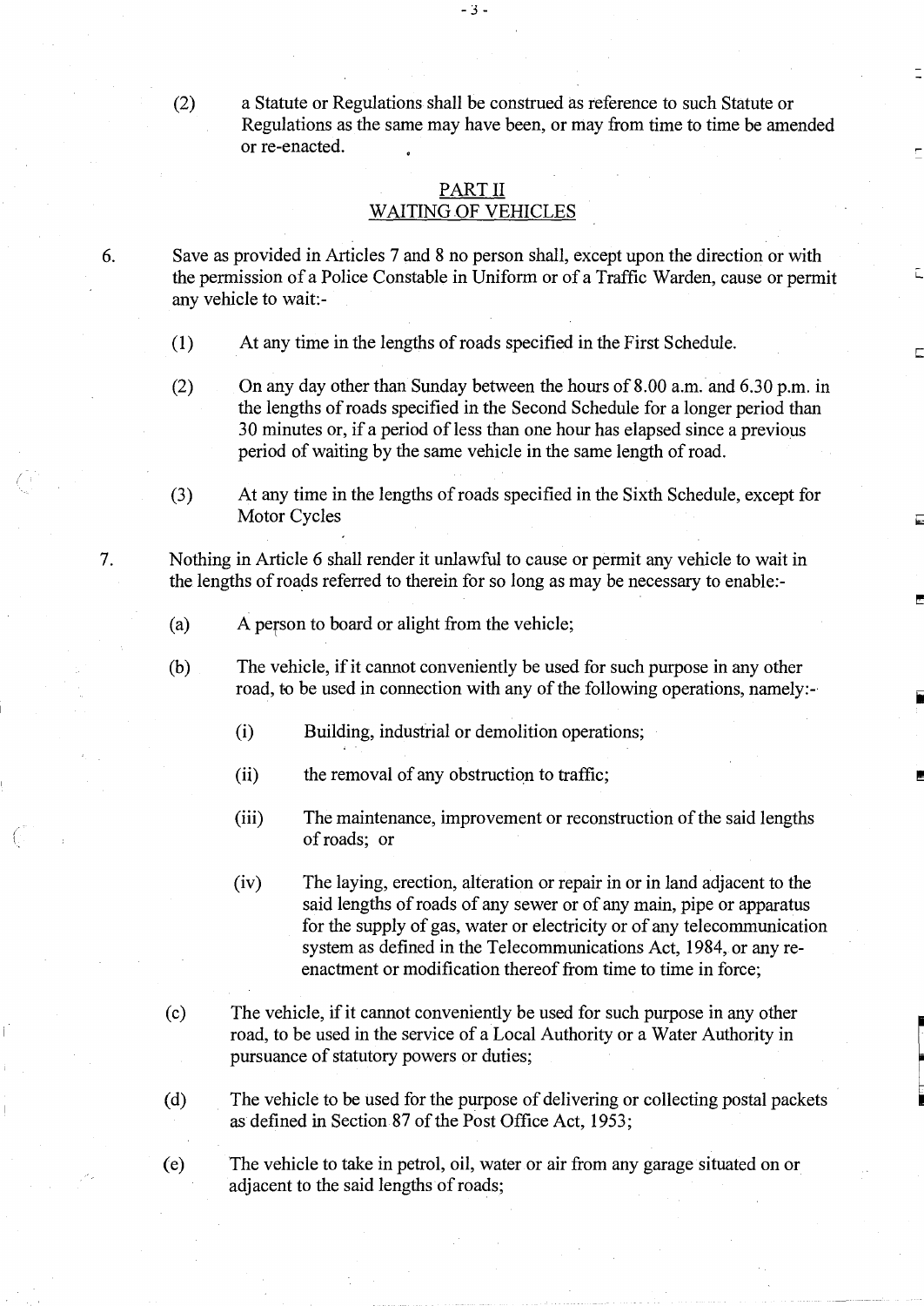(2) a Statute or Regulations shall be construed as reference to such Statute or Regulations as the same may have been, or may from time to time be amended or re-enacted.

## PART II
## WAITING OF VEHICLES

6. Save as provided in Articles 7 and 8 no person shall, except upon the direction or with the permission of a Police Constable in Uniform or of a Traffic Warden, cause or permit any vehicle to wait:-

   (1) At any time in the lengths of roads specified in the First Schedule.

   (2) On any day other than Sunday between the hours of 8.00 a.m. and 6.30 p.m. in the lengths of roads specified in the Second Schedule for a longer period than 30 minutes or, if a period of less than one hour has elapsed since a previous period of waiting by the same vehicle in the same length of road.

   (3) At any time in the lengths of roads specified in the Sixth Schedule, except for Motor Cycles

7. Nothing in Article 6 shall render it unlawful to cause or permit any vehicle to wait in the lengths of roads referred to therein for so long as may be necessary to enable:-

   (a) A person to board or alight from the vehicle;

   (b) The vehicle, if it cannot conveniently be used for such purpose in any other road, to be used in connection with any of the following operations, namely:-

      (i) Building, industrial or demolition operations;

      (ii) the removal of any obstruction to traffic;

      (iii) The maintenance, improvement or reconstruction of the said lengths of roads; or

      (iv) The laying, erection, alteration or repair in or in land adjacent to the said lengths of roads of any sewer or of any main, pipe or apparatus for the supply of gas, water or electricity or of any telecommunication system as defined in the Telecommunications Act, 1984, or any re-enactment or modification thereof from time to time in force;

   (c) The vehicle, if it cannot conveniently be used for such purpose in any other road, to be used in the service of a Local Authority or a Water Authority in pursuance of statutory powers or duties;

   (d) The vehicle to be used for the purpose of delivering or collecting postal packets as defined in Section 87 of the Post Office Act, 1953;

   (e) The vehicle to take in petrol, oil, water or air from any garage situated on or adjacent to the said lengths of roads;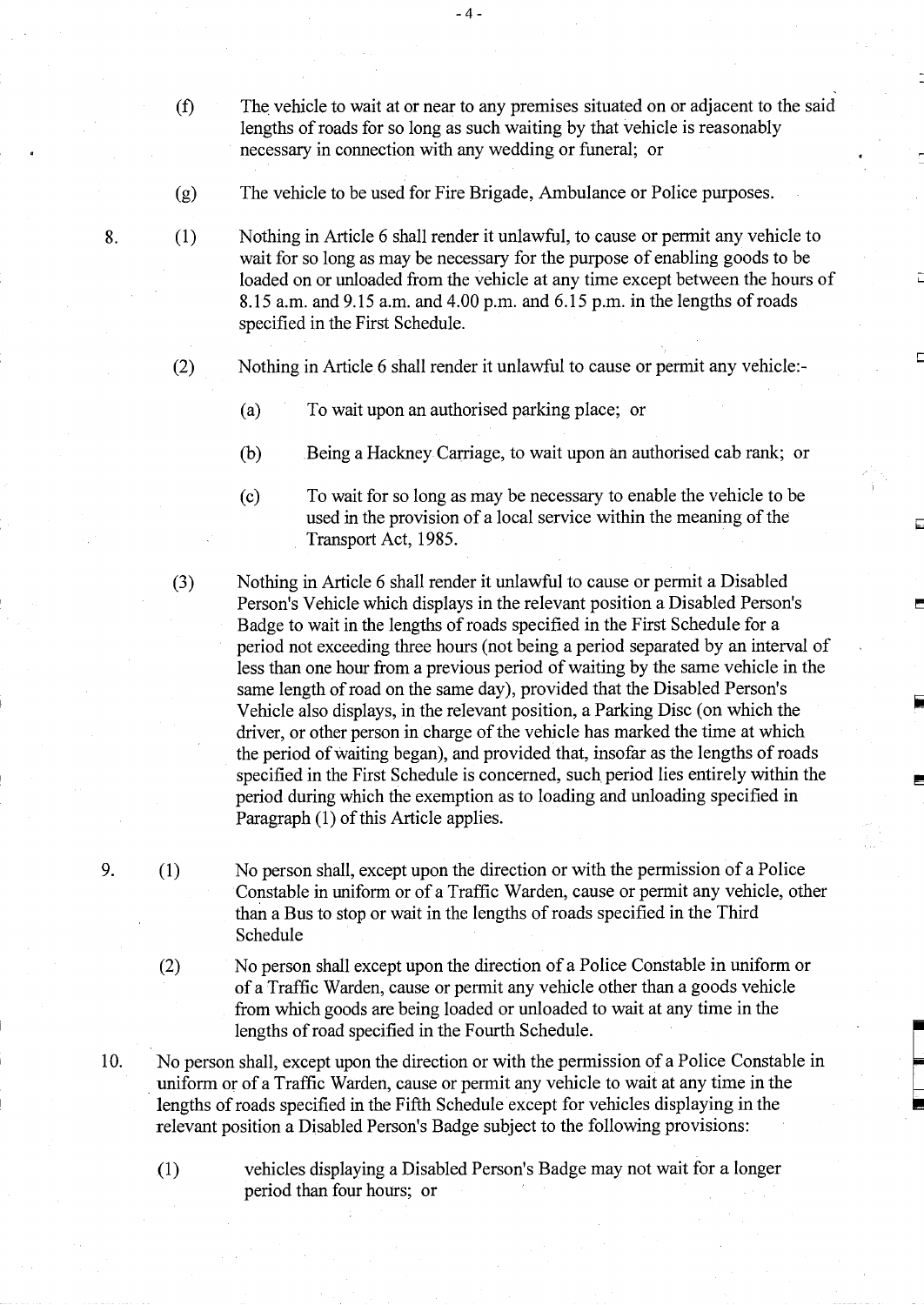(f) The vehicle to wait at or near to any premises situated on or adjacent to the said lengths of roads for so long as such waiting by that vehicle is reasonably necessary in connection with any wedding or funeral; or

(g) The vehicle to be used for Fire Brigade, Ambulance or Police purposes.

8. (1) Nothing in Article 6 shall render it unlawful, to cause or permit any vehicle to wait for so long as may be necessary for the purpose of enabling goods to be loaded on or unloaded from the vehicle at any time except between the hours of 8.15 a.m. and 9.15 a.m. and 4.00 p.m. and 6.15 p.m. in the lengths of roads specified in the First Schedule.

(2) Nothing in Article 6 shall render it unlawful to cause or permit any vehicle:-

(a) To wait upon an authorised parking place; or

(b) Being a Hackney Carriage, to wait upon an authorised cab rank; or

(c) To wait for so long as may be necessary to enable the vehicle to be used in the provision of a local service within the meaning of the Transport Act, 1985.

(3) Nothing in Article 6 shall render it unlawful to cause or permit a Disabled Person's Vehicle which displays in the relevant position a Disabled Person's Badge to wait in the lengths of roads specified in the First Schedule for a period not exceeding three hours (not being a period separated by an interval of less than one hour from a previous period of waiting by the same vehicle in the same length of road on the same day), provided that the Disabled Person's Vehicle also displays, in the relevant position, a Parking Disc (on which the driver, or other person in charge of the vehicle has marked the time at which the period of waiting began), and provided that, insofar as the lengths of roads specified in the First Schedule is concerned, such period lies entirely within the period during which the exemption as to loading and unloading specified in Paragraph (1) of this Article applies.

9. (1) No person shall, except upon the direction or with the permission of a Police Constable in uniform or of a Traffic Warden, cause or permit any vehicle, other than a Bus to stop or wait in the lengths of roads specified in the Third Schedule

(2) No person shall except upon the direction of a Police Constable in uniform or of a Traffic Warden, cause or permit any vehicle other than a goods vehicle from which goods are being loaded or unloaded to wait at any time in the lengths of road specified in the Fourth Schedule.

10. No person shall, except upon the direction or with the permission of a Police Constable in uniform or of a Traffic Warden, cause or permit any vehicle to wait at any time in the lengths of roads specified in the Fifth Schedule except for vehicles displaying in the relevant position a Disabled Person's Badge subject to the following provisions:

(1) vehicles displaying a Disabled Person's Badge may not wait for a longer period than four hours; or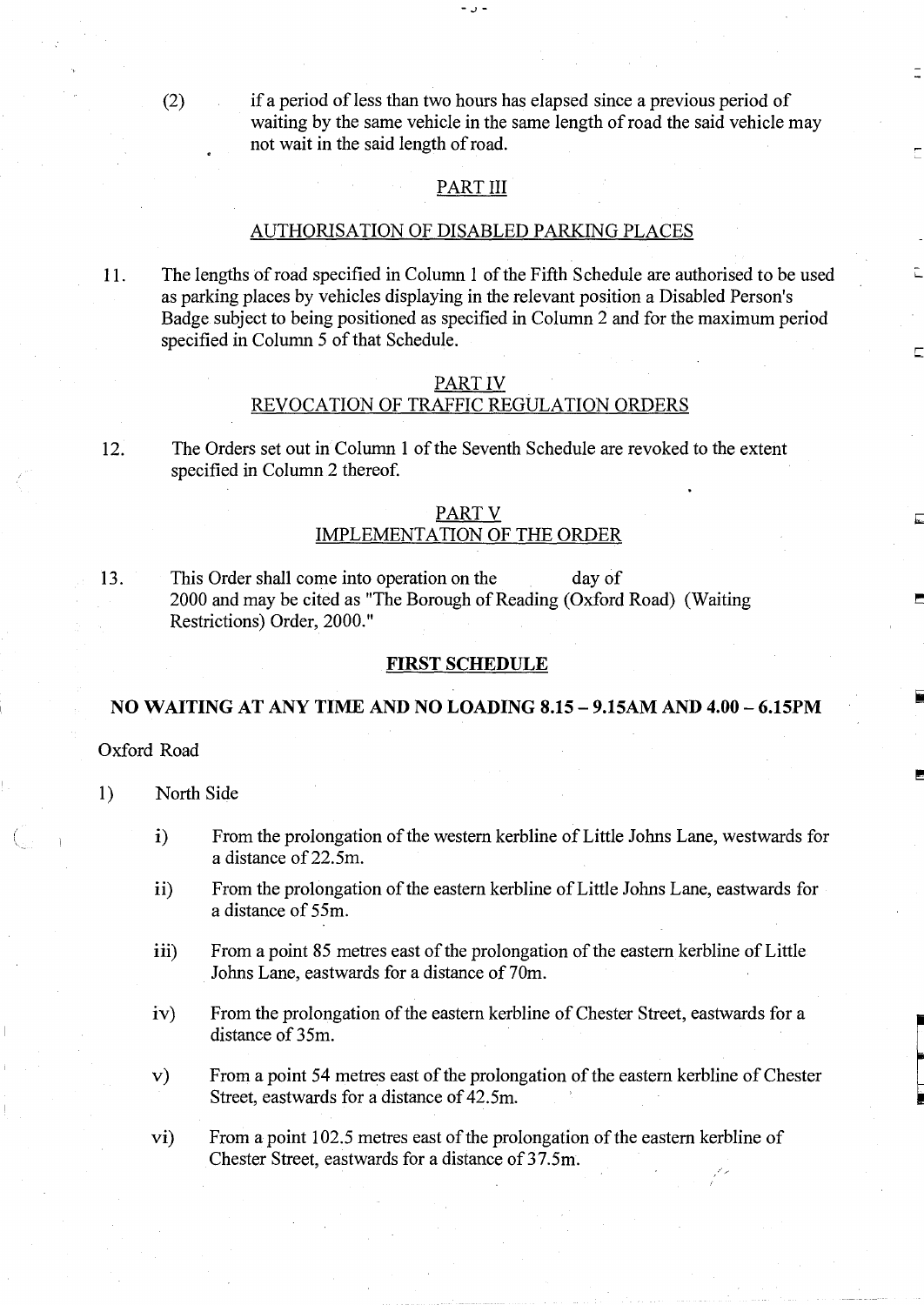(2) if a period of less than two hours has elapsed since a previous period of waiting by the same vehicle in the same length of road the said vehicle may not wait in the said length of road.

## PART III

## AUTHORISATION OF DISABLED PARKING PLACES

11. The lengths of road specified in Column 1 of the Fifth Schedule are authorised to be used as parking places by vehicles displaying in the relevant position a Disabled Person's Badge subject to being positioned as specified in Column 2 and for the maximum period specified in Column 5 of that Schedule.

## PART IV
## REVOCATION OF TRAFFIC REGULATION ORDERS

12. The Orders set out in Column 1 of the Seventh Schedule are revoked to the extent specified in Column 2 thereof.

## PART V
## IMPLEMENTATION OF THE ORDER

13. This Order shall come into operation on the day of 2000 and may be cited as "The Borough of Reading (Oxford Road) (Waiting Restrictions) Order, 2000."

## FIRST SCHEDULE

### NO WAITING AT ANY TIME AND NO LOADING 8.15 – 9.15AM AND 4.00 – 6.15PM

Oxford Road

1) North Side

   i) From the prolongation of the western kerbline of Little Johns Lane, westwards for a distance of 22.5m.

   ii) From the prolongation of the eastern kerbline of Little Johns Lane, eastwards for a distance of 55m.

   iii) From a point 85 metres east of the prolongation of the eastern kerbline of Little Johns Lane, eastwards for a distance of 70m.

   iv) From the prolongation of the eastern kerbline of Chester Street, eastwards for a distance of 35m.

   v) From a point 54 metres east of the prolongation of the eastern kerbline of Chester Street, eastwards for a distance of 42.5m.

   vi) From a point 102.5 metres east of the prolongation of the eastern kerbline of Chester Street, eastwards for a distance of 37.5m.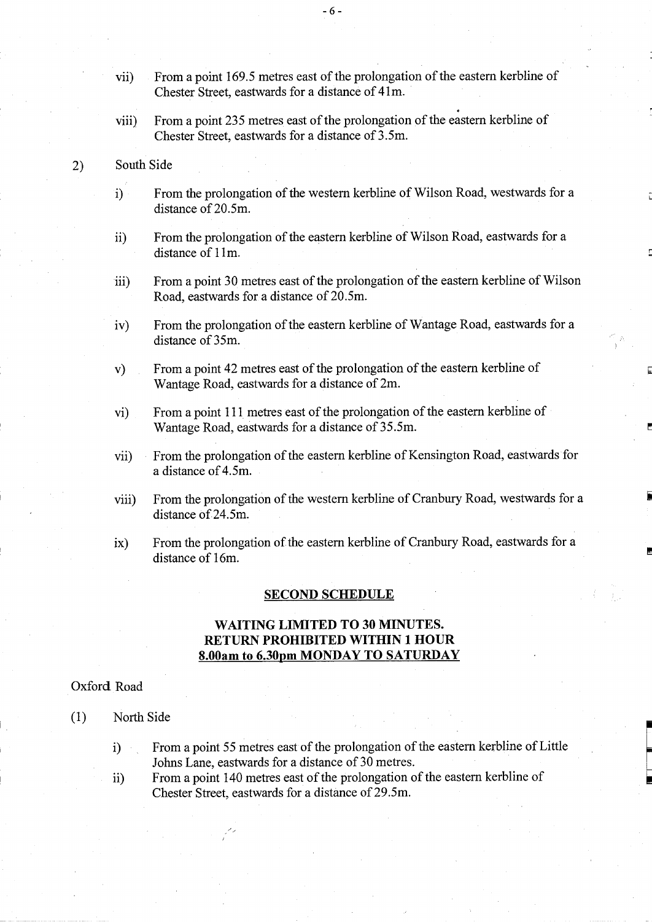vii) From a point 169.5 metres east of the prolongation of the eastern kerbline of Chester Street, eastwards for a distance of 41m.

viii) From a point 235 metres east of the prolongation of the eastern kerbline of Chester Street, eastwards for a distance of 3.5m.

2) South Side

i) From the prolongation of the western kerbline of Wilson Road, westwards for a distance of 20.5m.

ii) From the prolongation of the eastern kerbline of Wilson Road, eastwards for a distance of 11m.

iii) From a point 30 metres east of the prolongation of the eastern kerbline of Wilson Road, eastwards for a distance of 20.5m.

iv) From the prolongation of the eastern kerbline of Wantage Road, eastwards for a distance of 35m.

v) From a point 42 metres east of the prolongation of the eastern kerbline of Wantage Road, eastwards for a distance of 2m.

vi) From a point 111 metres east of the prolongation of the eastern kerbline of Wantage Road, eastwards for a distance of 35.5m.

vii) From the prolongation of the eastern kerbline of Kensington Road, eastwards for a distance of 4.5m.

viii) From the prolongation of the western kerbline of Cranbury Road, westwards for a distance of 24.5m.

ix) From the prolongation of the eastern kerbline of Cranbury Road, eastwards for a distance of 16m.

## SECOND SCHEDULE

### WAITING LIMITED TO 30 MINUTES. RETURN PROHIBITED WITHIN 1 HOUR 8.00am to 6.30pm MONDAY TO SATURDAY

Oxford Road

(1) North Side

i) From a point 55 metres east of the prolongation of the eastern kerbline of Little Johns Lane, eastwards for a distance of 30 metres.

ii) From a point 140 metres east of the prolongation of the eastern kerbline of Chester Street, eastwards for a distance of 29.5m.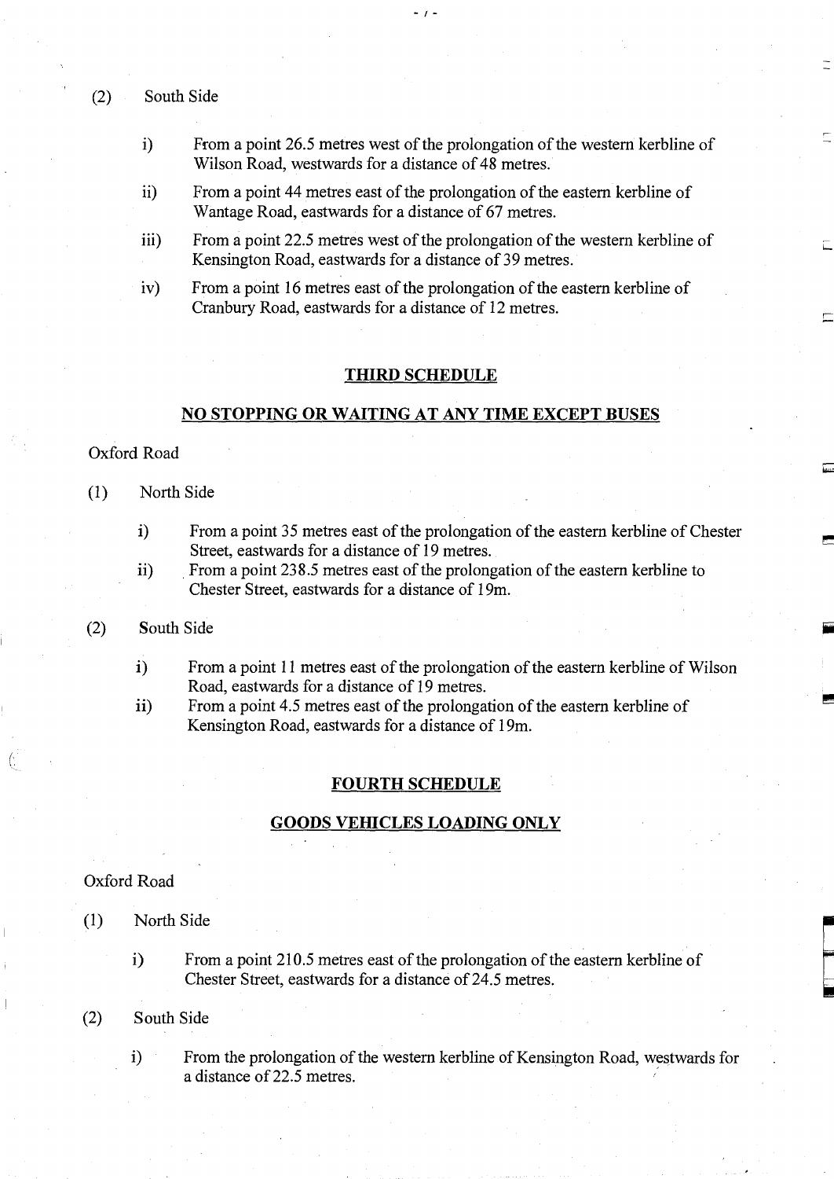(2) South Side

i) From a point 26.5 metres west of the prolongation of the western kerbline of Wilson Road, westwards for a distance of 48 metres.

ii) From a point 44 metres east of the prolongation of the eastern kerbline of Wantage Road, eastwards for a distance of 67 metres.

iii) From a point 22.5 metres west of the prolongation of the western kerbline of Kensington Road, eastwards for a distance of 39 metres.

iv) From a point 16 metres east of the prolongation of the eastern kerbline of Cranbury Road, eastwards for a distance of 12 metres.

## THIRD SCHEDULE

## NO STOPPING OR WAITING AT ANY TIME EXCEPT BUSES

Oxford Road

(1) North Side

i) From a point 35 metres east of the prolongation of the eastern kerbline of Chester Street, eastwards for a distance of 19 metres.

ii) From a point 238.5 metres east of the prolongation of the eastern kerbline to Chester Street, eastwards for a distance of 19m.

(2) South Side

i) From a point 11 metres east of the prolongation of the eastern kerbline of Wilson Road, eastwards for a distance of 19 metres.

ii) From a point 4.5 metres east of the prolongation of the eastern kerbline of Kensington Road, eastwards for a distance of 19m.

## FOURTH SCHEDULE

## GOODS VEHICLES LOADING ONLY

Oxford Road

(1) North Side

i) From a point 210.5 metres east of the prolongation of the eastern kerbline of Chester Street, eastwards for a distance of 24.5 metres.

(2) South Side

i) From the prolongation of the western kerbline of Kensington Road, westwards for a distance of 22.5 metres.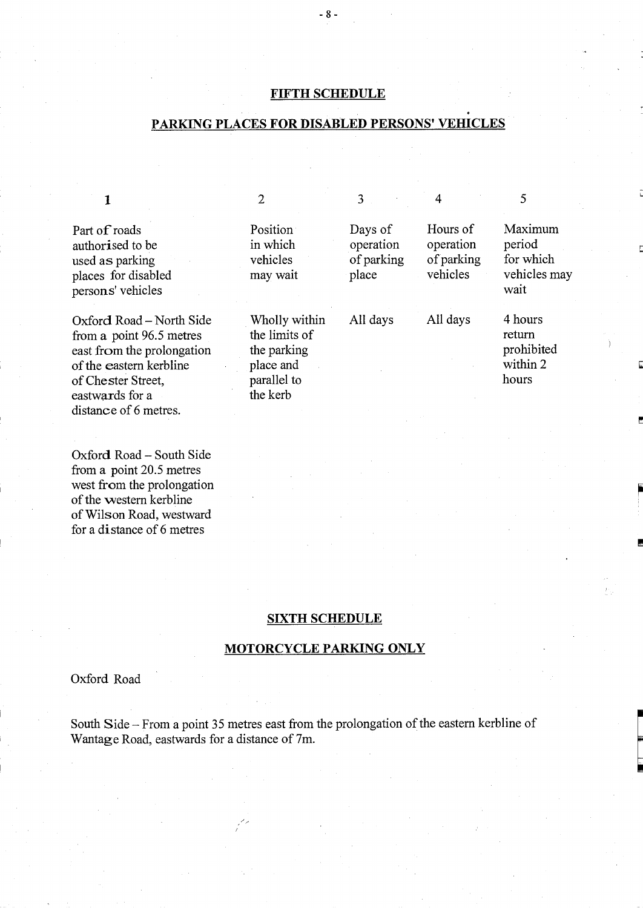## FIFTH SCHEDULE

## PARKING PLACES FOR DISABLED PERSONS' VEHICLES

| 1 | 2 | 3 | 4 | 5 |
|---|---|---|---|---|
| Part of roads authorised to be used as parking places for disabled persons' vehicles | Position in which vehicles may wait | Days of operation of parking place | Hours of operation of parking vehicles | Maximum period for which vehicles may wait |
| Oxford Road – North Side from a point 96.5 metres east from the prolongation of the eastern kerbline of Chester Street, eastwards for a distance of 6 metres. | Wholly within the limits of the parking place and parallel to the kerb | All days | All days | 4 hours return prohibited within 2 hours |
| Oxford Road – South Side from a point 20.5 metres west from the prolongation of the western kerbline of Wilson Road, westward for a distance of 6 metres | | | | |

## SIXTH SCHEDULE

## MOTORCYCLE PARKING ONLY

Oxford Road

South Side – From a point 35 metres east from the prolongation of the eastern kerbline of Wantage Road, eastwards for a distance of 7m.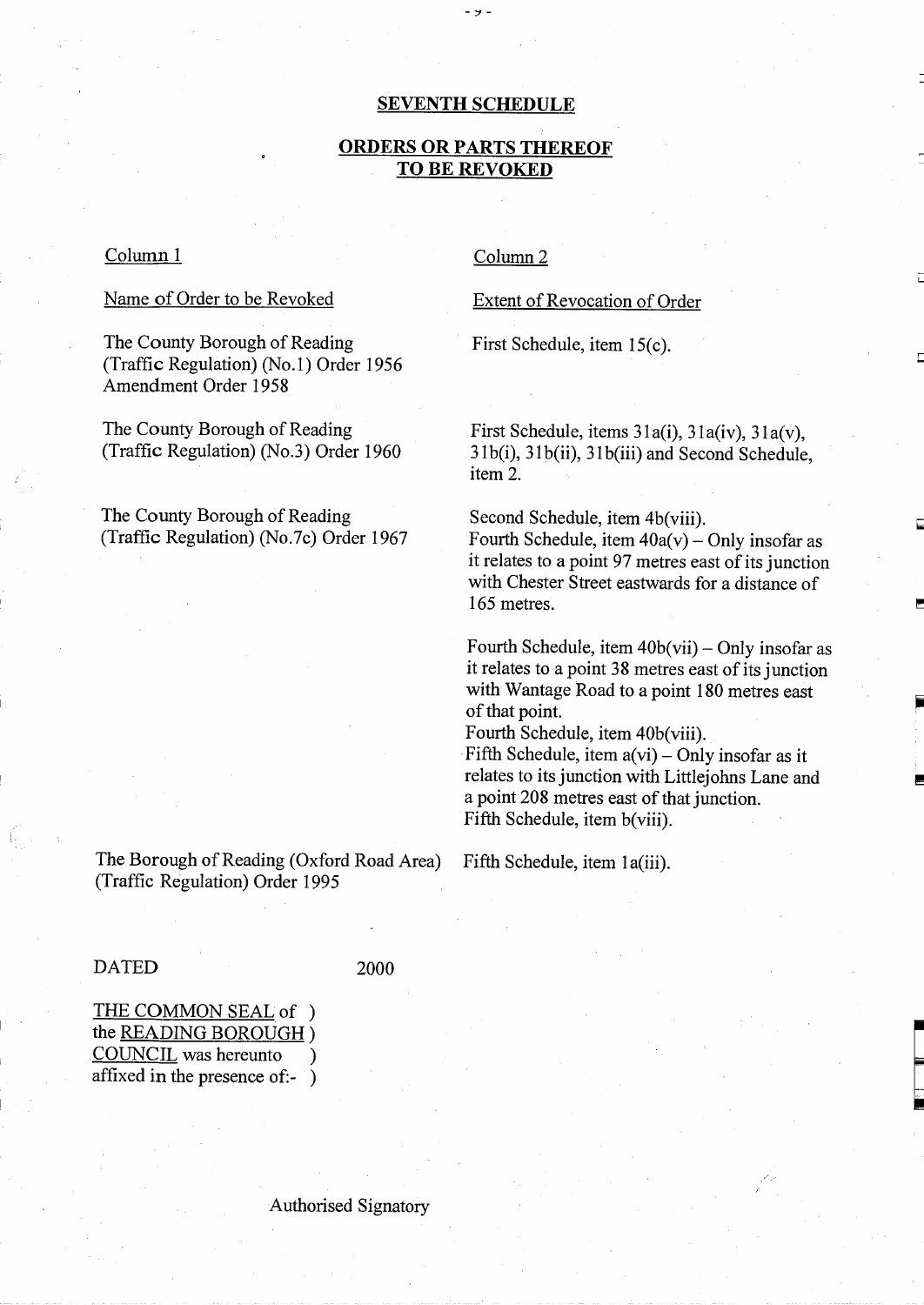## SEVENTH SCHEDULE

## ORDERS OR PARTS THEREOF TO BE REVOKED

| Column 1 | Column 2 |
|---|---|
| Name of Order to be Revoked | Extent of Revocation of Order |
| The County Borough of Reading (Traffic Regulation) (No.1) Order 1956 Amendment Order 1958 | First Schedule, item 15(c). |
| The County Borough of Reading (Traffic Regulation) (No.3) Order 1960 | First Schedule, items 31a(i), 31a(iv), 31a(v), 31b(i), 31b(ii), 31b(iii) and Second Schedule, item 2. |
| The County Borough of Reading (Traffic Regulation) (No.7c) Order 1967 | Second Schedule, item 4b(viii). Fourth Schedule, item 40a(v) – Only insofar as it relates to a point 97 metres east of its junction with Chester Street eastwards for a distance of 165 metres. Fourth Schedule, item 40b(vii) – Only insofar as it relates to a point 38 metres east of its junction with Wantage Road to a point 180 metres east of that point. Fourth Schedule, item 40b(viii). Fifth Schedule, item a(vi) – Only insofar as it relates to its junction with Littlejohns Lane and a point 208 metres east of that junction. Fifth Schedule, item b(viii). |
| The Borough of Reading (Oxford Road Area) (Traffic Regulation) Order 1995 | Fifth Schedule, item 1a(iii). |

DATED 2000

THE COMMON SEAL of the READING BOROUGH COUNCIL was hereunto affixed in the presence of:-

Authorised Signatory